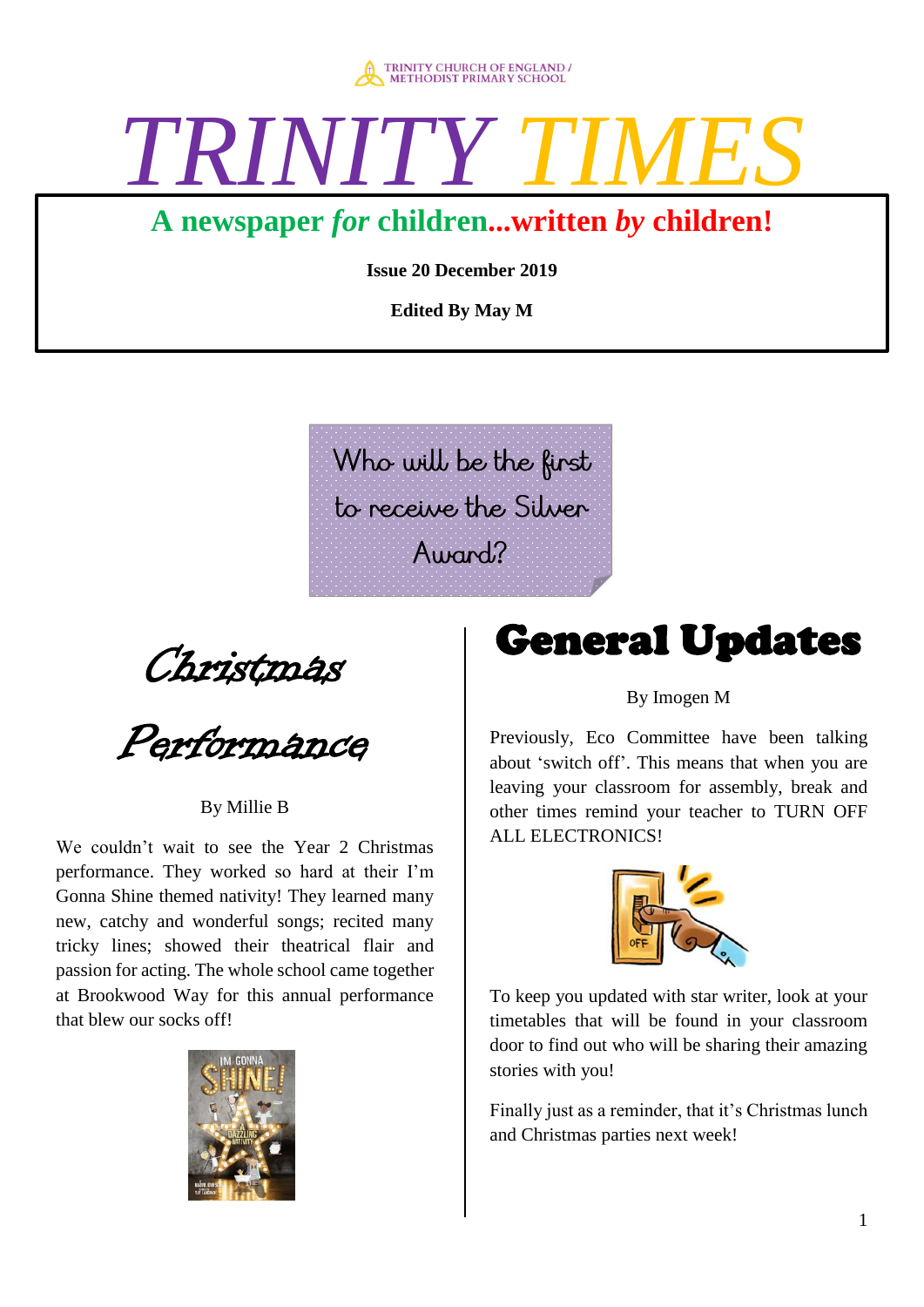TRINITY CHURCH OF ENGLAND / METHODIST PRIMARY SCHOOL

# TRINITY TIMES

**A newspaper *for* children...written *by* children!**

**Issue 20 December 2019**

**Edited By May M**

Who will be the first to receive the Silver Award?

## Christmas Performance

By Millie B

We couldn't wait to see the Year 2 Christmas performance. They worked so hard at their I'm Gonna Shine themed nativity! They learned many new, catchy and wonderful songs; recited many tricky lines; showed their theatrical flair and passion for acting. The whole school came together at Brookwood Way for this annual performance that blew our socks off!

## General Updates

By Imogen M

Previously, Eco Committee have been talking about 'switch off'. This means that when you are leaving your classroom for assembly, break and other times remind your teacher to TURN OFF ALL ELECTRONICS!

To keep you updated with star writer, look at your timetables that will be found in your classroom door to find out who will be sharing their amazing stories with you!

Finally just as a reminder, that it's Christmas lunch and Christmas parties next week!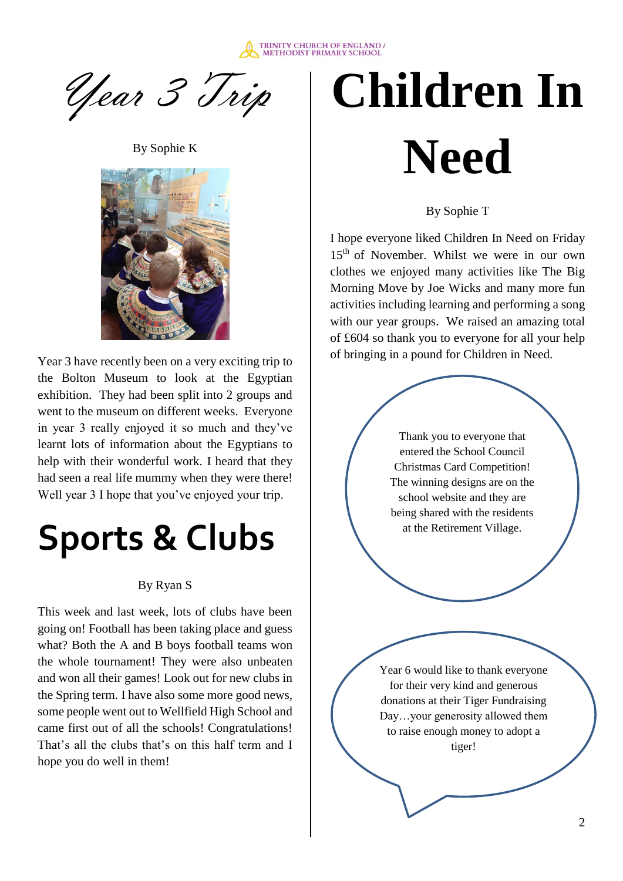# Year 3 Trip

By Sophie K

Year 3 have recently been on a very exciting trip to the Bolton Museum to look at the Egyptian exhibition. They had been split into 2 groups and went to the museum on different weeks. Everyone in year 3 really enjoyed it so much and they've learnt lots of information about the Egyptians to help with their wonderful work. I heard that they had seen a real life mummy when they were there! Well year 3 I hope that you've enjoyed your trip.

# Sports & Clubs

By Ryan S

This week and last week, lots of clubs have been going on! Football has been taking place and guess what? Both the A and B boys football teams won the whole tournament! They were also unbeaten and won all their games! Look out for new clubs in the Spring term. I have also some more good news, some people went out to Wellfield High School and came first out of all the schools! Congratulations! That's all the clubs that's on this half term and I hope you do well in them!

# Children In Need

By Sophie T

I hope everyone liked Children In Need on Friday 15th of November. Whilst we were in our own clothes we enjoyed many activities like The Big Morning Move by Joe Wicks and many more fun activities including learning and performing a song with our year groups. We raised an amazing total of £604 so thank you to everyone for all your help of bringing in a pound for Children in Need.

Thank you to everyone that entered the School Council Christmas Card Competition! The winning designs are on the school website and they are being shared with the residents at the Retirement Village.

Year 6 would like to thank everyone for their very kind and generous donations at their Tiger Fundraising Day…your generosity allowed them to raise enough money to adopt a tiger!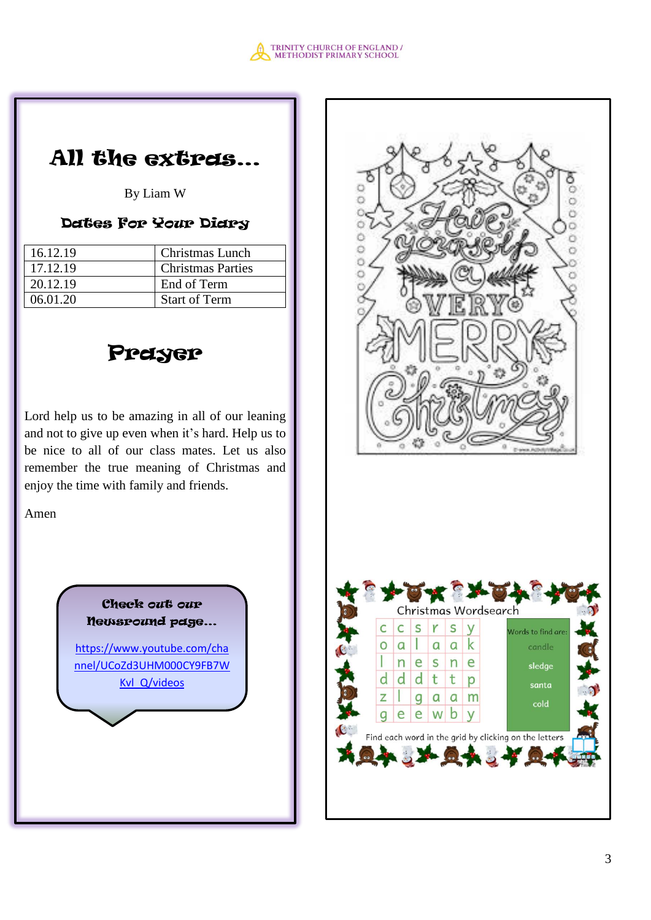# All the extras…

By Liam W

### Dates For Your Diary

| | |
|---|---|
| 16.12.19 | Christmas Lunch |
| 17.12.19 | Christmas Parties |
| 20.12.19 | End of Term |
| 06.01.20 | Start of Term |

## Prayer

Lord help us to be amazing in all of our leaning and not to give up even when it's hard. Help us to be nice to all of our class mates. Let us also remember the true meaning of Christmas and enjoy the time with family and friends.

Amen

**Check out our Newsround page…**

https://www.youtube.com/channel/UCoZd3UHM000CY9FB7WKvl_Q/videos

Have yourself a VERY MERRY Christmas

Christmas Wordsearch

| | | | | | |
|---|---|---|---|---|---|
| c | c | s | r | s | y |
| o | a | l | a | a | k |
| l | n | e | s | n | e |
| d | d | d | t | t | p |
| z | l | g | a | a | m |
| g | e | e | w | b | y |

Words to find are:
- candle
- sledge
- santa
- cold

Find each word in the grid by clicking on the letters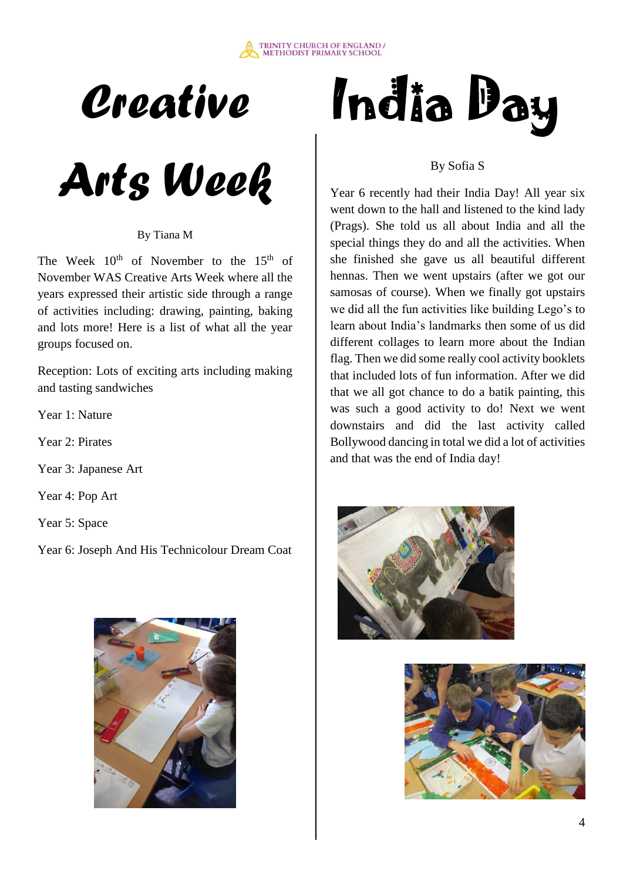# Creative Arts Week

By Tiana M

The Week 10th of November to the 15th of November WAS Creative Arts Week where all the years expressed their artistic side through a range of activities including: drawing, painting, baking and lots more! Here is a list of what all the year groups focused on.

Reception: Lots of exciting arts including making and tasting sandwiches

Year 1: Nature

Year 2: Pirates

Year 3: Japanese Art

Year 4: Pop Art

Year 5: Space

Year 6: Joseph And His Technicolour Dream Coat

# India Day

By Sofia S

Year 6 recently had their India Day! All year six went down to the hall and listened to the kind lady (Prags). She told us all about India and all the special things they do and all the activities. When she finished she gave us all beautiful different hennas. Then we went upstairs (after we got our samosas of course). When we finally got upstairs we did all the fun activities like building Lego's to learn about India's landmarks then some of us did different collages to learn more about the Indian flag. Then we did some really cool activity booklets that included lots of fun information. After we did that we all got chance to do a batik painting, this was such a good activity to do! Next we went downstairs and did the last activity called Bollywood dancing in total we did a lot of activities and that was the end of India day!